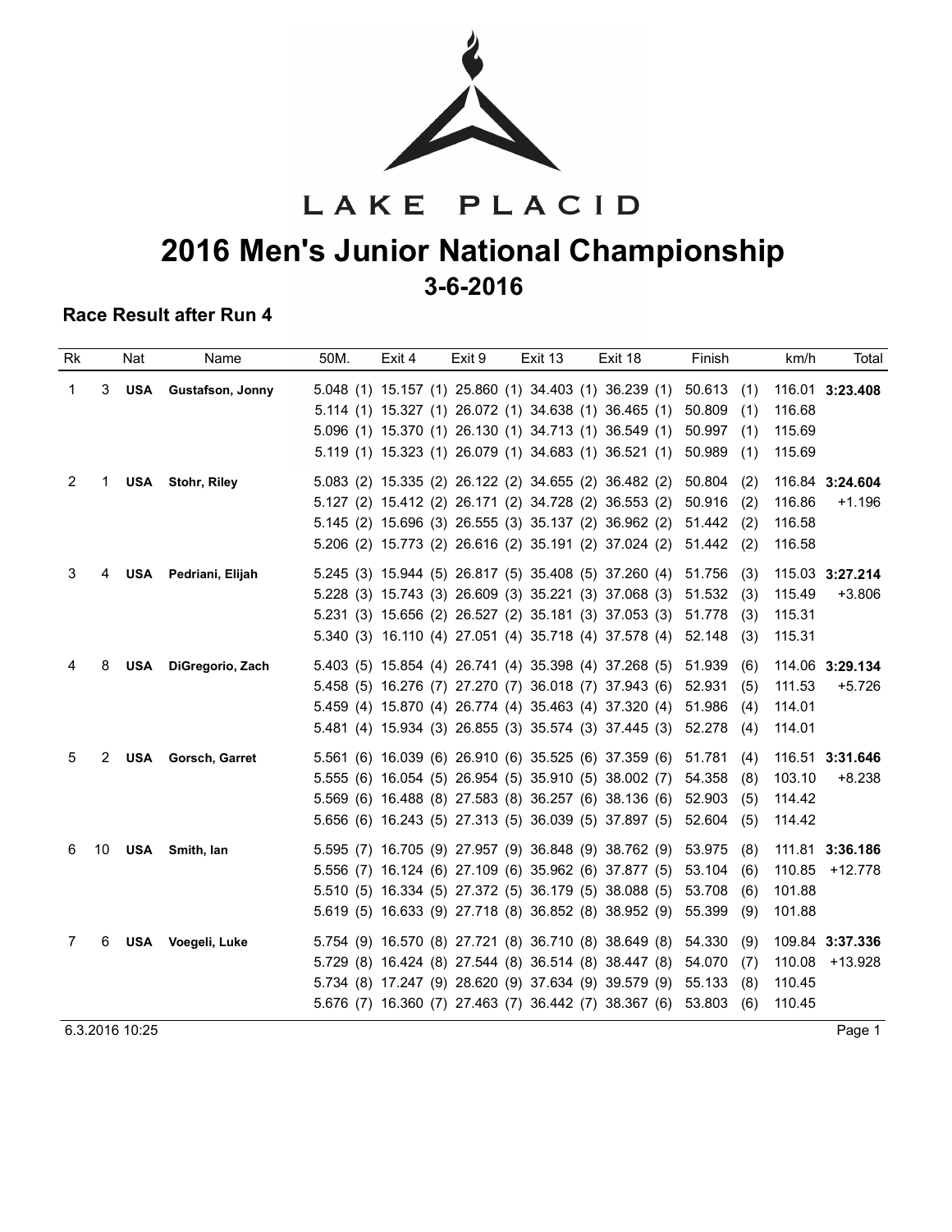LAKE PLACID

# 2016 Men's Junior National Championship

## 3-6-2016

### Race Result after Run 4

| Rk | | Nat | Name | 50M. | Exit 4 | Exit 9 | Exit 13 | Exit 18 | Finish | | km/h | Total |
|---|---|---|---|---|---|---|---|---|---|---|---|---|
| 1 | 3 | **USA** | **Gustafson, Jonny** | 5.048 (1) | 15.157 (1) | 25.860 (1) | 34.403 (1) | 36.239 (1) | 50.613 | (1) | 116.01 | **3:23.408** |
| | | | | 5.114 (1) | 15.327 (1) | 26.072 (1) | 34.638 (1) | 36.465 (1) | 50.809 | (1) | 116.68 | |
| | | | | 5.096 (1) | 15.370 (1) | 26.130 (1) | 34.713 (1) | 36.549 (1) | 50.997 | (1) | 115.69 | |
| | | | | 5.119 (1) | 15.323 (1) | 26.079 (1) | 34.683 (1) | 36.521 (1) | 50.989 | (1) | 115.69 | |
| 2 | 1 | **USA** | **Stohr, Riley** | 5.083 (2) | 15.335 (2) | 26.122 (2) | 34.655 (2) | 36.482 (2) | 50.804 | (2) | 116.84 | **3:24.604** |
| | | | | 5.127 (2) | 15.412 (2) | 26.171 (2) | 34.728 (2) | 36.553 (2) | 50.916 | (2) | 116.86 | +1.196 |
| | | | | 5.145 (2) | 15.696 (3) | 26.555 (3) | 35.137 (2) | 36.962 (2) | 51.442 | (2) | 116.58 | |
| | | | | 5.206 (2) | 15.773 (2) | 26.616 (2) | 35.191 (2) | 37.024 (2) | 51.442 | (2) | 116.58 | |
| 3 | 4 | **USA** | **Pedriani, Elijah** | 5.245 (3) | 15.944 (5) | 26.817 (5) | 35.408 (5) | 37.260 (4) | 51.756 | (3) | 115.03 | **3:27.214** |
| | | | | 5.228 (3) | 15.743 (3) | 26.609 (3) | 35.221 (3) | 37.068 (3) | 51.532 | (3) | 115.49 | +3.806 |
| | | | | 5.231 (3) | 15.656 (2) | 26.527 (2) | 35.181 (3) | 37.053 (3) | 51.778 | (3) | 115.31 | |
| | | | | 5.340 (3) | 16.110 (4) | 27.051 (4) | 35.718 (4) | 37.578 (4) | 52.148 | (3) | 115.31 | |
| 4 | 8 | **USA** | **DiGregorio, Zach** | 5.403 (5) | 15.854 (4) | 26.741 (4) | 35.398 (4) | 37.268 (5) | 51.939 | (6) | 114.06 | **3:29.134** |
| | | | | 5.458 (5) | 16.276 (7) | 27.270 (7) | 36.018 (7) | 37.943 (6) | 52.931 | (5) | 111.53 | +5.726 |
| | | | | 5.459 (4) | 15.870 (4) | 26.774 (4) | 35.463 (4) | 37.320 (4) | 51.986 | (4) | 114.01 | |
| | | | | 5.481 (4) | 15.934 (3) | 26.855 (3) | 35.574 (3) | 37.445 (3) | 52.278 | (4) | 114.01 | |
| 5 | 2 | **USA** | **Gorsch, Garret** | 5.561 (6) | 16.039 (6) | 26.910 (6) | 35.525 (6) | 37.359 (6) | 51.781 | (4) | 116.51 | **3:31.646** |
| | | | | 5.555 (6) | 16.054 (5) | 26.954 (5) | 35.910 (5) | 38.002 (7) | 54.358 | (8) | 103.10 | +8.238 |
| | | | | 5.569 (6) | 16.488 (8) | 27.583 (8) | 36.257 (6) | 38.136 (6) | 52.903 | (5) | 114.42 | |
| | | | | 5.656 (6) | 16.243 (5) | 27.313 (5) | 36.039 (5) | 37.897 (5) | 52.604 | (5) | 114.42 | |
| 6 | 10 | **USA** | **Smith, Ian** | 5.595 (7) | 16.705 (9) | 27.957 (9) | 36.848 (9) | 38.762 (9) | 53.975 | (8) | 111.81 | **3:36.186** |
| | | | | 5.556 (7) | 16.124 (6) | 27.109 (6) | 35.962 (6) | 37.877 (5) | 53.104 | (6) | 110.85 | +12.778 |
| | | | | 5.510 (5) | 16.334 (5) | 27.372 (5) | 36.179 (5) | 38.088 (5) | 53.708 | (6) | 101.88 | |
| | | | | 5.619 (5) | 16.633 (9) | 27.718 (8) | 36.852 (8) | 38.952 (9) | 55.399 | (9) | 101.88 | |
| 7 | 6 | **USA** | **Voegeli, Luke** | 5.754 (9) | 16.570 (8) | 27.721 (8) | 36.710 (8) | 38.649 (8) | 54.330 | (9) | 109.84 | **3:37.336** |
| | | | | 5.729 (8) | 16.424 (8) | 27.544 (8) | 36.514 (8) | 38.447 (8) | 54.070 | (7) | 110.08 | +13.928 |
| | | | | 5.734 (8) | 17.247 (9) | 28.620 (9) | 37.634 (9) | 39.579 (9) | 55.133 | (8) | 110.45 | |
| | | | | 5.676 (7) | 16.360 (7) | 27.463 (7) | 36.442 (7) | 38.367 (6) | 53.803 | (6) | 110.45 | |

6.3.2016 10:25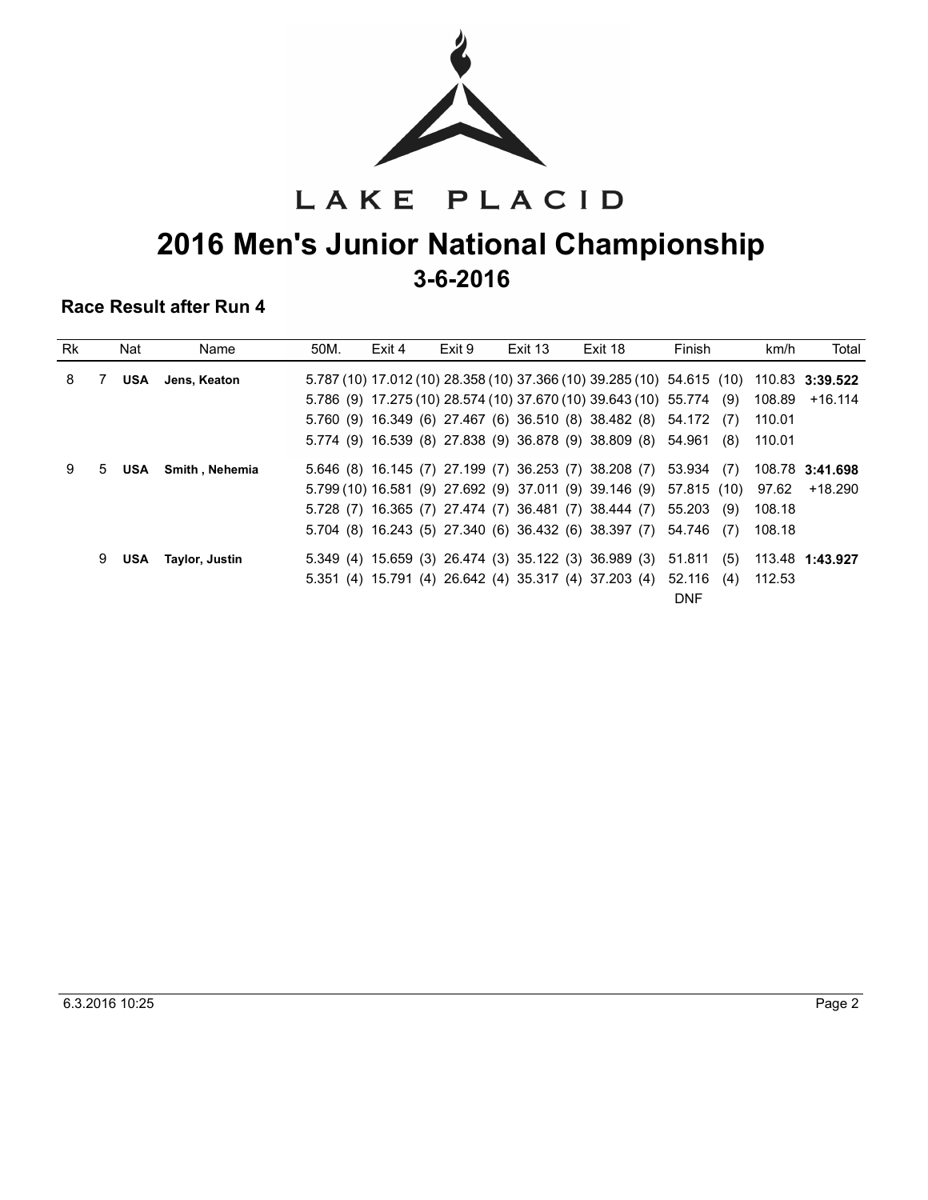LAKE PLACID

# 2016 Men's Junior National Championship

## 3-6-2016

### Race Result after Run 4

| Rk | | Nat | Name | 50M. | Exit 4 | Exit 9 | Exit 13 | Exit 18 | Finish | km/h | Total |
|---|---|---|---|---|---|---|---|---|---|---|---|
| 8 | 7 | **USA** | **Jens, Keaton** | 5.787 (10) | 17.012 (10) | 28.358 (10) | 37.366 (10) | 39.285 (10) | 54.615 (10) | 110.83 | **3:39.522** |
| | | | | 5.786 (9) | 17.275 (10) | 28.574 (10) | 37.670 (10) | 39.643 (10) | 55.774 (9) | 108.89 | +16.114 |
| | | | | 5.760 (9) | 16.349 (6) | 27.467 (6) | 36.510 (8) | 38.482 (8) | 54.172 (7) | 110.01 | |
| | | | | 5.774 (9) | 16.539 (8) | 27.838 (9) | 36.878 (9) | 38.809 (8) | 54.961 (8) | 110.01 | |
| 9 | 5 | **USA** | **Smith , Nehemia** | 5.646 (8) | 16.145 (7) | 27.199 (7) | 36.253 (7) | 38.208 (7) | 53.934 (7) | 108.78 | **3:41.698** |
| | | | | 5.799 (10) | 16.581 (9) | 27.692 (9) | 37.011 (9) | 39.146 (9) | 57.815 (10) | 97.62 | +18.290 |
| | | | | 5.728 (7) | 16.365 (7) | 27.474 (7) | 36.481 (7) | 38.444 (7) | 55.203 (9) | 108.18 | |
| | | | | 5.704 (8) | 16.243 (5) | 27.340 (6) | 36.432 (6) | 38.397 (7) | 54.746 (7) | 108.18 | |
| | 9 | **USA** | **Taylor, Justin** | 5.349 (4) | 15.659 (3) | 26.474 (3) | 35.122 (3) | 36.989 (3) | 51.811 (5) | 113.48 | **1:43.927** |
| | | | | 5.351 (4) | 15.791 (4) | 26.642 (4) | 35.317 (4) | 37.203 (4) | 52.116 (4) | 112.53 | |
| | | | | | | | | | DNF | | |

6.3.2016 10:25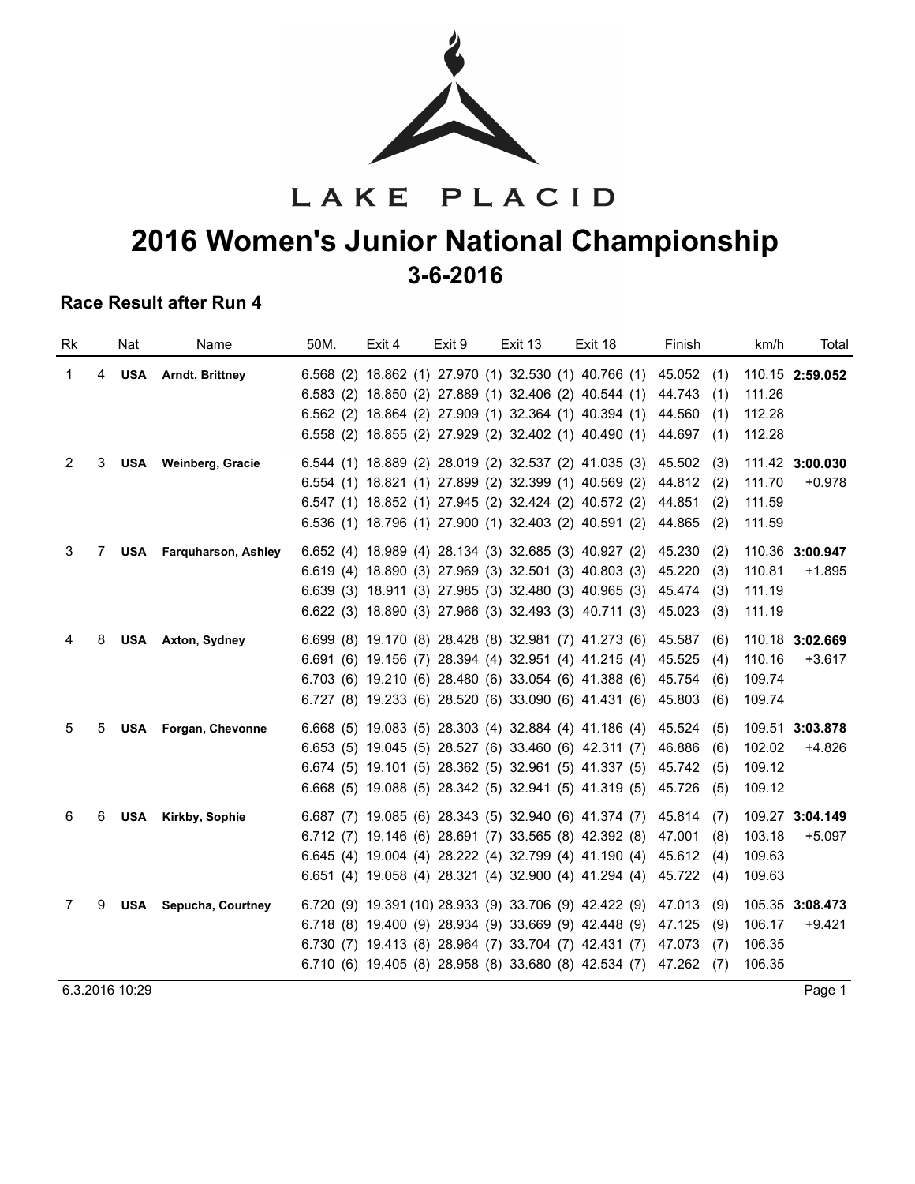LAKE PLACID

# 2016 Women's Junior National Championship

## 3-6-2016

### Race Result after Run 4

| Rk | | Nat | Name | 50M. | Exit 4 | Exit 9 | Exit 13 | Exit 18 | Finish | km/h | Total |
|---|---|---|---|---|---|---|---|---|---|---|---|
| 1 | 4 | **USA** | **Arndt, Brittney** | 6.568 (2) | 18.862 (1) | 27.970 (1) | 32.530 (1) | 40.766 (1) | 45.052 (1) | 110.15 | **2:59.052** |
| | | | | 6.583 (2) | 18.850 (2) | 27.889 (1) | 32.406 (2) | 40.544 (1) | 44.743 (1) | 111.26 | |
| | | | | 6.562 (2) | 18.864 (2) | 27.909 (1) | 32.364 (1) | 40.394 (1) | 44.560 (1) | 112.28 | |
| | | | | 6.558 (2) | 18.855 (2) | 27.929 (2) | 32.402 (1) | 40.490 (1) | 44.697 (1) | 112.28 | |
| 2 | 3 | **USA** | **Weinberg, Gracie** | 6.544 (1) | 18.889 (2) | 28.019 (2) | 32.537 (2) | 41.035 (3) | 45.502 (3) | 111.42 | **3:00.030** |
| | | | | 6.554 (1) | 18.821 (1) | 27.899 (2) | 32.399 (1) | 40.569 (2) | 44.812 (2) | 111.70 | +0.978 |
| | | | | 6.547 (1) | 18.852 (1) | 27.945 (2) | 32.424 (2) | 40.572 (2) | 44.851 (2) | 111.59 | |
| | | | | 6.536 (1) | 18.796 (1) | 27.900 (1) | 32.403 (2) | 40.591 (2) | 44.865 (2) | 111.59 | |
| 3 | 7 | **USA** | **Farquharson, Ashley** | 6.652 (4) | 18.989 (4) | 28.134 (3) | 32.685 (3) | 40.927 (2) | 45.230 (2) | 110.36 | **3:00.947** |
| | | | | 6.619 (4) | 18.890 (3) | 27.969 (3) | 32.501 (3) | 40.803 (3) | 45.220 (3) | 110.81 | +1.895 |
| | | | | 6.639 (3) | 18.911 (3) | 27.985 (3) | 32.480 (3) | 40.965 (3) | 45.474 (3) | 111.19 | |
| | | | | 6.622 (3) | 18.890 (3) | 27.966 (3) | 32.493 (3) | 40.711 (3) | 45.023 (3) | 111.19 | |
| 4 | 8 | **USA** | **Axton, Sydney** | 6.699 (8) | 19.170 (8) | 28.428 (8) | 32.981 (7) | 41.273 (6) | 45.587 (6) | 110.18 | **3:02.669** |
| | | | | 6.691 (6) | 19.156 (7) | 28.394 (4) | 32.951 (4) | 41.215 (4) | 45.525 (4) | 110.16 | +3.617 |
| | | | | 6.703 (6) | 19.210 (6) | 28.480 (6) | 33.054 (6) | 41.388 (6) | 45.754 (6) | 109.74 | |
| | | | | 6.727 (8) | 19.233 (6) | 28.520 (6) | 33.090 (6) | 41.431 (6) | 45.803 (6) | 109.74 | |
| 5 | 5 | **USA** | **Forgan, Chevonne** | 6.668 (5) | 19.083 (5) | 28.303 (4) | 32.884 (4) | 41.186 (4) | 45.524 (5) | 109.51 | **3:03.878** |
| | | | | 6.653 (5) | 19.045 (5) | 28.527 (6) | 33.460 (6) | 42.311 (7) | 46.886 (6) | 102.02 | +4.826 |
| | | | | 6.674 (5) | 19.101 (5) | 28.362 (5) | 32.961 (5) | 41.337 (5) | 45.742 (5) | 109.12 | |
| | | | | 6.668 (5) | 19.088 (5) | 28.342 (5) | 32.941 (5) | 41.319 (5) | 45.726 (5) | 109.12 | |
| 6 | 6 | **USA** | **Kirkby, Sophie** | 6.687 (7) | 19.085 (6) | 28.343 (5) | 32.940 (6) | 41.374 (7) | 45.814 (7) | 109.27 | **3:04.149** |
| | | | | 6.712 (7) | 19.146 (6) | 28.691 (7) | 33.565 (8) | 42.392 (8) | 47.001 (8) | 103.18 | +5.097 |
| | | | | 6.645 (4) | 19.004 (4) | 28.222 (4) | 32.799 (4) | 41.190 (4) | 45.612 (4) | 109.63 | |
| | | | | 6.651 (4) | 19.058 (4) | 28.321 (4) | 32.900 (4) | 41.294 (4) | 45.722 (4) | 109.63 | |
| 7 | 9 | **USA** | **Sepucha, Courtney** | 6.720 (9) | 19.391 (10) | 28.933 (9) | 33.706 (9) | 42.422 (9) | 47.013 (9) | 105.35 | **3:08.473** |
| | | | | 6.718 (8) | 19.400 (9) | 28.934 (9) | 33.669 (9) | 42.448 (9) | 47.125 (9) | 106.17 | +9.421 |
| | | | | 6.730 (7) | 19.413 (8) | 28.964 (7) | 33.704 (7) | 42.431 (7) | 47.073 (7) | 106.35 | |
| | | | | 6.710 (6) | 19.405 (8) | 28.958 (8) | 33.680 (8) | 42.534 (7) | 47.262 (7) | 106.35 | |

6.3.2016 10:29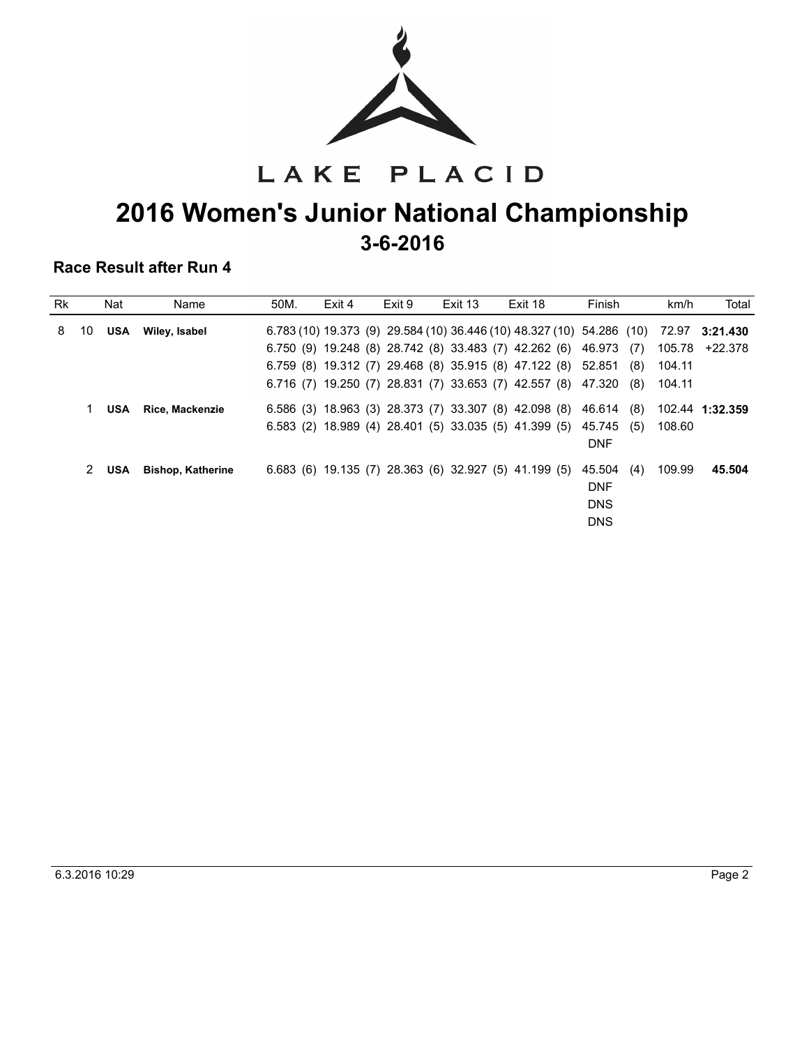LAKE PLACID

# 2016 Women's Junior National Championship

## 3-6-2016

### Race Result after Run 4

| Rk | | Nat | Name | 50M. | Exit 4 | Exit 9 | Exit 13 | Exit 18 | Finish | km/h | Total |
|---|---|---|---|---|---|---|---|---|---|---|---|
| 8 | 10 | USA | **Wiley, Isabel** | 6.783 (10) | 19.373 (9) | 29.584 (10) | 36.446 (10) | 48.327 (10) | 54.286 (10) | 72.97 | **3:21.430** |
| | | | | 6.750 (9) | 19.248 (8) | 28.742 (8) | 33.483 (7) | 42.262 (6) | 46.973 (7) | 105.78 | +22.378 |
| | | | | 6.759 (8) | 19.312 (7) | 29.468 (8) | 35.915 (8) | 47.122 (8) | 52.851 (8) | 104.11 | |
| | | | | 6.716 (7) | 19.250 (7) | 28.831 (7) | 33.653 (7) | 42.557 (8) | 47.320 (8) | 104.11 | |
| | 1 | USA | **Rice, Mackenzie** | 6.586 (3) | 18.963 (3) | 28.373 (7) | 33.307 (8) | 42.098 (8) | 46.614 (8) | 102.44 | **1:32.359** |
| | | | | 6.583 (2) | 18.989 (4) | 28.401 (5) | 33.035 (5) | 41.399 (5) | 45.745 (5) | 108.60 | |
| | | | | | | | | | DNF | | |
| | 2 | USA | **Bishop, Katherine** | 6.683 (6) | 19.135 (7) | 28.363 (6) | 32.927 (5) | 41.199 (5) | 45.504 (4) | 109.99 | **45.504** |
| | | | | | | | | | DNF | | |
| | | | | | | | | | DNS | | |
| | | | | | | | | | DNS | | |

6.3.2016 10:29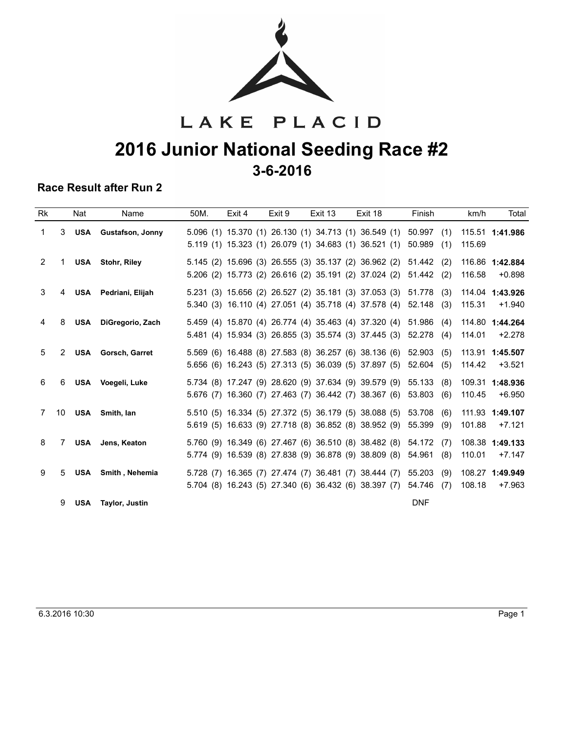LAKE PLACID

# 2016 Junior National Seeding Race #2

## 3-6-2016

### Race Result after Run 2

| Rk | | Nat | Name | 50M. | Exit 4 | Exit 9 | Exit 13 | Exit 18 | Finish | | km/h | Total |
|---|---|---|---|---|---|---|---|---|---|---|---|---|
| 1 | 3 | **USA** | **Gustafson, Jonny** | 5.096 (1) | 15.370 (1) | 26.130 (1) | 34.713 (1) | 36.549 (1) | 50.997 | (1) | 115.51 | **1:41.986** |
| | | | | 5.119 (1) | 15.323 (1) | 26.079 (1) | 34.683 (1) | 36.521 (1) | 50.989 | (1) | 115.69 | |
| 2 | 1 | **USA** | **Stohr, Riley** | 5.145 (2) | 15.696 (3) | 26.555 (3) | 35.137 (2) | 36.962 (2) | 51.442 | (2) | 116.86 | **1:42.884** |
| | | | | 5.206 (2) | 15.773 (2) | 26.616 (2) | 35.191 (2) | 37.024 (2) | 51.442 | (2) | 116.58 | +0.898 |
| 3 | 4 | **USA** | **Pedriani, Elijah** | 5.231 (3) | 15.656 (2) | 26.527 (2) | 35.181 (3) | 37.053 (3) | 51.778 | (3) | 114.04 | **1:43.926** |
| | | | | 5.340 (3) | 16.110 (4) | 27.051 (4) | 35.718 (4) | 37.578 (4) | 52.148 | (3) | 115.31 | +1.940 |
| 4 | 8 | **USA** | **DiGregorio, Zach** | 5.459 (4) | 15.870 (4) | 26.774 (4) | 35.463 (4) | 37.320 (4) | 51.986 | (4) | 114.80 | **1:44.264** |
| | | | | 5.481 (4) | 15.934 (3) | 26.855 (3) | 35.574 (3) | 37.445 (3) | 52.278 | (4) | 114.01 | +2.278 |
| 5 | 2 | **USA** | **Gorsch, Garret** | 5.569 (6) | 16.488 (8) | 27.583 (8) | 36.257 (6) | 38.136 (6) | 52.903 | (5) | 113.91 | **1:45.507** |
| | | | | 5.656 (6) | 16.243 (5) | 27.313 (5) | 36.039 (5) | 37.897 (5) | 52.604 | (5) | 114.42 | +3.521 |
| 6 | 6 | **USA** | **Voegeli, Luke** | 5.734 (8) | 17.247 (9) | 28.620 (9) | 37.634 (9) | 39.579 (9) | 55.133 | (8) | 109.31 | **1:48.936** |
| | | | | 5.676 (7) | 16.360 (7) | 27.463 (7) | 36.442 (7) | 38.367 (6) | 53.803 | (6) | 110.45 | +6.950 |
| 7 | 10 | **USA** | **Smith, Ian** | 5.510 (5) | 16.334 (5) | 27.372 (5) | 36.179 (5) | 38.088 (5) | 53.708 | (6) | 111.93 | **1:49.107** |
| | | | | 5.619 (5) | 16.633 (9) | 27.718 (8) | 36.852 (8) | 38.952 (9) | 55.399 | (9) | 101.88 | +7.121 |
| 8 | 7 | **USA** | **Jens, Keaton** | 5.760 (9) | 16.349 (6) | 27.467 (6) | 36.510 (8) | 38.482 (8) | 54.172 | (7) | 108.38 | **1:49.133** |
| | | | | 5.774 (9) | 16.539 (8) | 27.838 (9) | 36.878 (9) | 38.809 (8) | 54.961 | (8) | 110.01 | +7.147 |
| 9 | 5 | **USA** | **Smith , Nehemia** | 5.728 (7) | 16.365 (7) | 27.474 (7) | 36.481 (7) | 38.444 (7) | 55.203 | (9) | 108.27 | **1:49.949** |
| | | | | 5.704 (8) | 16.243 (5) | 27.340 (6) | 36.432 (6) | 38.397 (7) | 54.746 | (7) | 108.18 | +7.963 |
| | 9 | **USA** | **Taylor, Justin** | | | | | | DNF | | | |

6.3.2016 10:30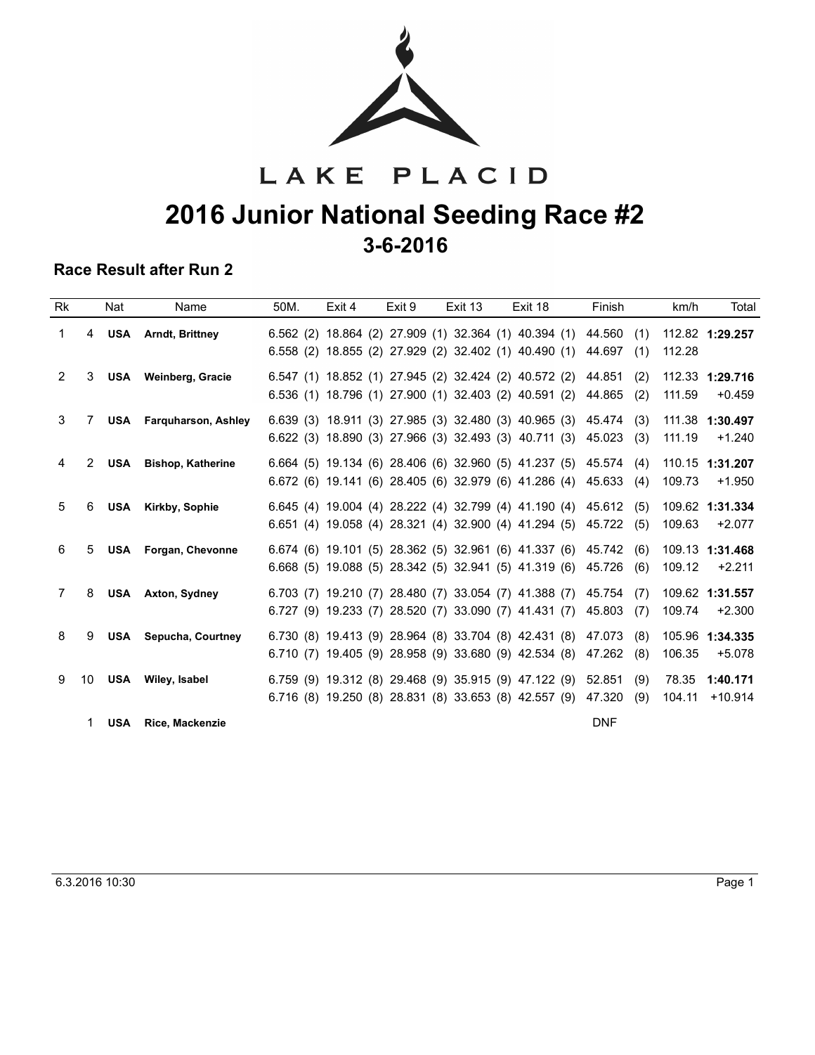LAKE PLACID

# 2016 Junior National Seeding Race #2

## 3-6-2016

### Race Result after Run 2

| Rk | | Nat | Name | 50M. | Exit 4 | Exit 9 | Exit 13 | Exit 18 | Finish | | km/h | Total |
|---|---|---|---|---|---|---|---|---|---|---|---|---|
| 1 | 4 | **USA** | **Arndt, Brittney** | 6.562 (2) | 18.864 (2) | 27.909 (1) | 32.364 (1) | 40.394 (1) | 44.560 | (1) | 112.82 | **1:29.257** |
| | | | | 6.558 (2) | 18.855 (2) | 27.929 (2) | 32.402 (1) | 40.490 (1) | 44.697 | (1) | 112.28 | |
| 2 | 3 | **USA** | **Weinberg, Gracie** | 6.547 (1) | 18.852 (1) | 27.945 (2) | 32.424 (2) | 40.572 (2) | 44.851 | (2) | 112.33 | **1:29.716** |
| | | | | 6.536 (1) | 18.796 (1) | 27.900 (1) | 32.403 (2) | 40.591 (2) | 44.865 | (2) | 111.59 | +0.459 |
| 3 | 7 | **USA** | **Farquharson, Ashley** | 6.639 (3) | 18.911 (3) | 27.985 (3) | 32.480 (3) | 40.965 (3) | 45.474 | (3) | 111.38 | **1:30.497** |
| | | | | 6.622 (3) | 18.890 (3) | 27.966 (3) | 32.493 (3) | 40.711 (3) | 45.023 | (3) | 111.19 | +1.240 |
| 4 | 2 | **USA** | **Bishop, Katherine** | 6.664 (5) | 19.134 (6) | 28.406 (6) | 32.960 (5) | 41.237 (5) | 45.574 | (4) | 110.15 | **1:31.207** |
| | | | | 6.672 (6) | 19.141 (6) | 28.405 (6) | 32.979 (6) | 41.286 (4) | 45.633 | (4) | 109.73 | +1.950 |
| 5 | 6 | **USA** | **Kirkby, Sophie** | 6.645 (4) | 19.004 (4) | 28.222 (4) | 32.799 (4) | 41.190 (4) | 45.612 | (5) | 109.62 | **1:31.334** |
| | | | | 6.651 (4) | 19.058 (4) | 28.321 (4) | 32.900 (4) | 41.294 (5) | 45.722 | (5) | 109.63 | +2.077 |
| 6 | 5 | **USA** | **Forgan, Chevonne** | 6.674 (6) | 19.101 (5) | 28.362 (5) | 32.961 (6) | 41.337 (6) | 45.742 | (6) | 109.13 | **1:31.468** |
| | | | | 6.668 (5) | 19.088 (5) | 28.342 (5) | 32.941 (5) | 41.319 (6) | 45.726 | (6) | 109.12 | +2.211 |
| 7 | 8 | **USA** | **Axton, Sydney** | 6.703 (7) | 19.210 (7) | 28.480 (7) | 33.054 (7) | 41.388 (7) | 45.754 | (7) | 109.62 | **1:31.557** |
| | | | | 6.727 (9) | 19.233 (7) | 28.520 (7) | 33.090 (7) | 41.431 (7) | 45.803 | (7) | 109.74 | +2.300 |
| 8 | 9 | **USA** | **Sepucha, Courtney** | 6.730 (8) | 19.413 (9) | 28.964 (8) | 33.704 (8) | 42.431 (8) | 47.073 | (8) | 105.96 | **1:34.335** |
| | | | | 6.710 (7) | 19.405 (9) | 28.958 (9) | 33.680 (9) | 42.534 (8) | 47.262 | (8) | 106.35 | +5.078 |
| 9 | 10 | **USA** | **Wiley, Isabel** | 6.759 (9) | 19.312 (8) | 29.468 (9) | 35.915 (9) | 47.122 (9) | 52.851 | (9) | 78.35 | **1:40.171** |
| | | | | 6.716 (8) | 19.250 (8) | 28.831 (8) | 33.653 (8) | 42.557 (9) | 47.320 | (9) | 104.11 | +10.914 |
| | 1 | **USA** | **Rice, Mackenzie** | | | | | | DNF | | | |

6.3.2016 10:30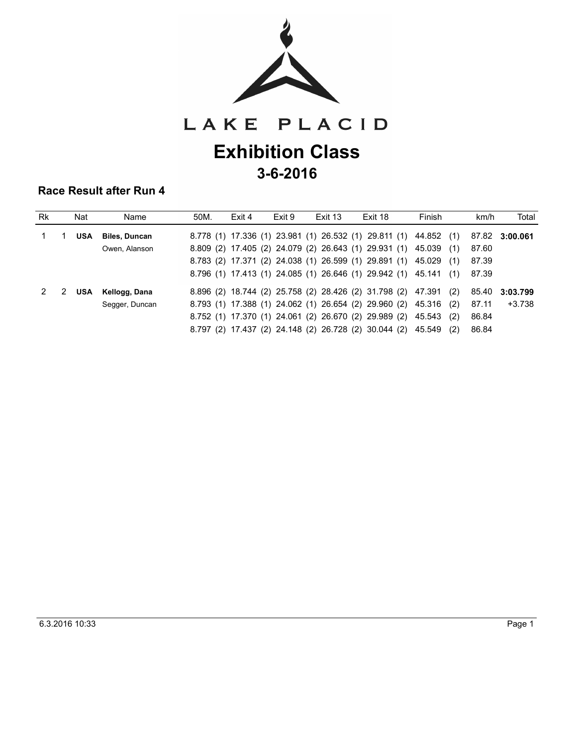LAKE PLACID

# Exhibition Class

## 3-6-2016

### Race Result after Run 4

| Rk | | Nat | Name | 50M. | Exit 4 | Exit 9 | Exit 13 | Exit 18 | Finish | km/h | Total |
|---|---|---|---|---|---|---|---|---|---|---|---|
| 1 | 1 | **USA** | **Biles, Duncan** | 8.778 (1) | 17.336 (1) | 23.981 (1) | 26.532 (1) | 29.811 (1) | 44.852 (1) | 87.82 | **3:00.061** |
| | | | Owen, Alanson | 8.809 (2) | 17.405 (2) | 24.079 (2) | 26.643 (1) | 29.931 (1) | 45.039 (1) | 87.60 | |
| | | | | 8.783 (2) | 17.371 (2) | 24.038 (1) | 26.599 (1) | 29.891 (1) | 45.029 (1) | 87.39 | |
| | | | | 8.796 (1) | 17.413 (1) | 24.085 (1) | 26.646 (1) | 29.942 (1) | 45.141 (1) | 87.39 | |
| 2 | 2 | **USA** | **Kellogg, Dana** | 8.896 (2) | 18.744 (2) | 25.758 (2) | 28.426 (2) | 31.798 (2) | 47.391 (2) | 85.40 | **3:03.799** |
| | | | Segger, Duncan | 8.793 (1) | 17.388 (1) | 24.062 (1) | 26.654 (2) | 29.960 (2) | 45.316 (2) | 87.11 | +3.738 |
| | | | | 8.752 (1) | 17.370 (1) | 24.061 (2) | 26.670 (2) | 29.989 (2) | 45.543 (2) | 86.84 | |
| | | | | 8.797 (2) | 17.437 (2) | 24.148 (2) | 26.728 (2) | 30.044 (2) | 45.549 (2) | 86.84 | |

6.3.2016 10:33